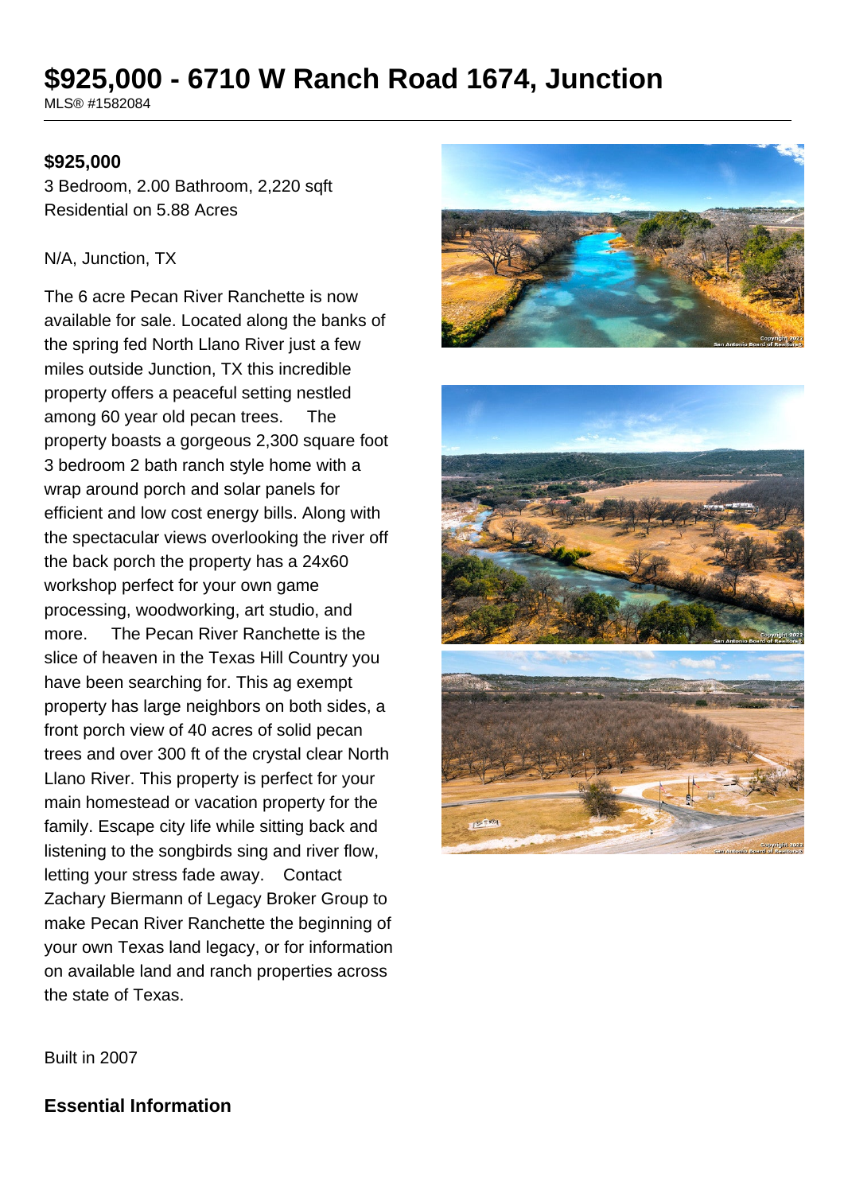# $925,000 - 6710 W Ranch Road 1674, Junction

MLS® #1582084

**$925,000**

3 Bedroom, 2.00 Bathroom, 2,220 sqft
Residential on 5.88 Acres

N/A, Junction, TX

The 6 acre Pecan River Ranchette is now available for sale. Located along the banks of the spring fed North Llano River just a few miles outside Junction, TX this incredible property offers a peaceful setting nestled among 60 year old pecan trees. The property boasts a gorgeous 2,300 square foot 3 bedroom 2 bath ranch style home with a wrap around porch and solar panels for efficient and low cost energy bills. Along with the spectacular views overlooking the river off the back porch the property has a 24x60 workshop perfect for your own game processing, woodworking, art studio, and more. The Pecan River Ranchette is the slice of heaven in the Texas Hill Country you have been searching for. This ag exempt property has large neighbors on both sides, a front porch view of 40 acres of solid pecan trees and over 300 ft of the crystal clear North Llano River. This property is perfect for your main homestead or vacation property for the family. Escape city life while sitting back and listening to the songbirds sing and river flow, letting your stress fade away. Contact Zachary Biermann of Legacy Broker Group to make Pecan River Ranchette the beginning of your own Texas land legacy, or for information on available land and ranch properties across the state of Texas.

Built in 2007

## Essential Information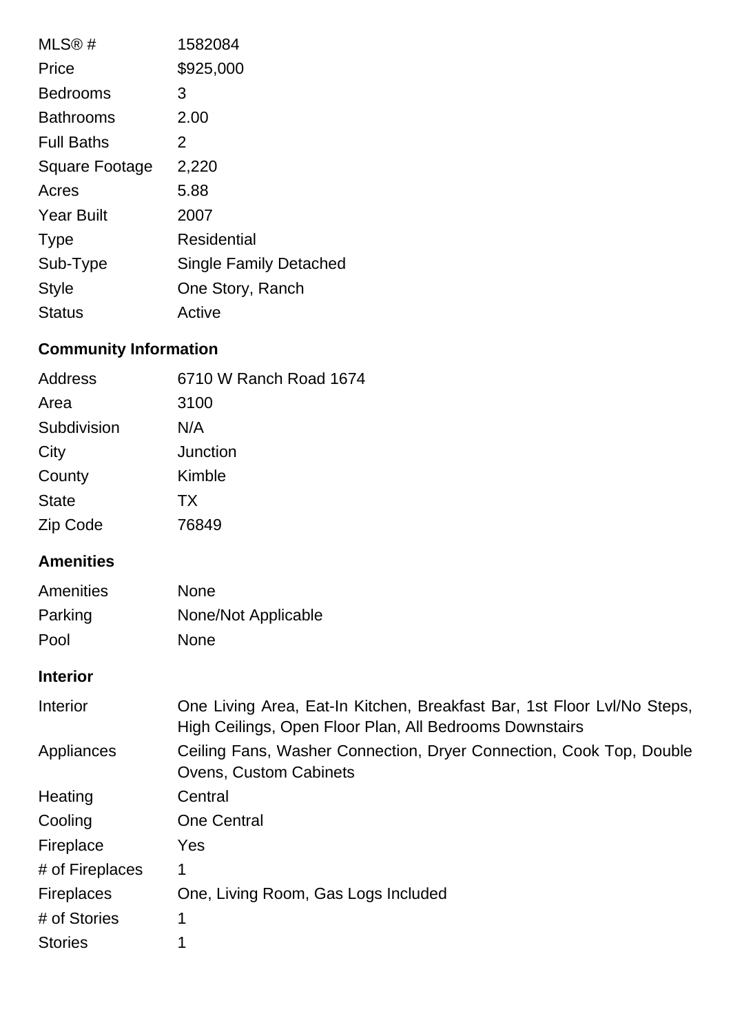| | |
|---|---|
| MLS® # | 1582084 |
| Price | $925,000 |
| Bedrooms | 3 |
| Bathrooms | 2.00 |
| Full Baths | 2 |
| Square Footage | 2,220 |
| Acres | 5.88 |
| Year Built | 2007 |
| Type | Residential |
| Sub-Type | Single Family Detached |
| Style | One Story, Ranch |
| Status | Active |

## Community Information

| | |
|---|---|
| Address | 6710 W Ranch Road 1674 |
| Area | 3100 |
| Subdivision | N/A |
| City | Junction |
| County | Kimble |
| State | TX |
| Zip Code | 76849 |

## Amenities

| | |
|---|---|
| Amenities | None |
| Parking | None/Not Applicable |
| Pool | None |

## Interior

| | |
|---|---|
| Interior | One Living Area, Eat-In Kitchen, Breakfast Bar, 1st Floor Lvl/No Steps, High Ceilings, Open Floor Plan, All Bedrooms Downstairs |
| Appliances | Ceiling Fans, Washer Connection, Dryer Connection, Cook Top, Double Ovens, Custom Cabinets |
| Heating | Central |
| Cooling | One Central |
| Fireplace | Yes |
| # of Fireplaces | 1 |
| Fireplaces | One, Living Room, Gas Logs Included |
| # of Stories | 1 |
| Stories | 1 |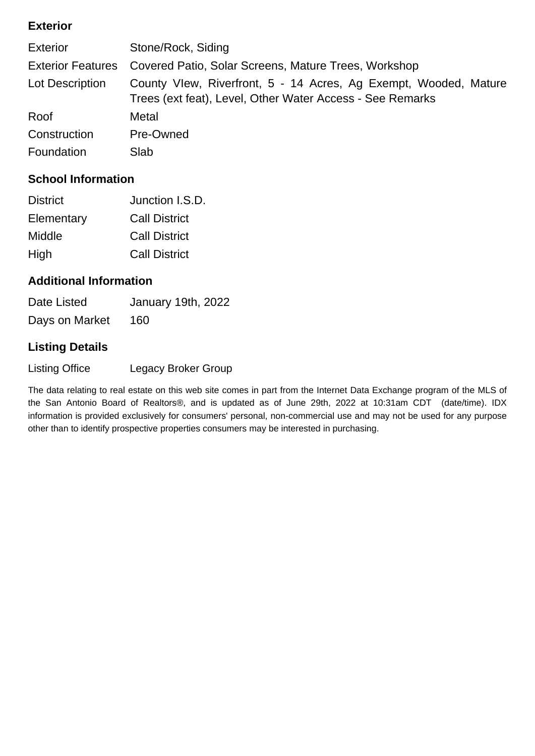## Exterior

| | |
|---|---|
| Exterior | Stone/Rock, Siding |
| Exterior Features | Covered Patio, Solar Screens, Mature Trees, Workshop |
| Lot Description | County VIew, Riverfront, 5 - 14 Acres, Ag Exempt, Wooded, Mature Trees (ext feat), Level, Other Water Access - See Remarks |
| Roof | Metal |
| Construction | Pre-Owned |
| Foundation | Slab |

## School Information

| | |
|---|---|
| District | Junction I.S.D. |
| Elementary | Call District |
| Middle | Call District |
| High | Call District |

## Additional Information

| | |
|---|---|
| Date Listed | January 19th, 2022 |
| Days on Market | 160 |

## Listing Details

| | |
|---|---|
| Listing Office | Legacy Broker Group |

The data relating to real estate on this web site comes in part from the Internet Data Exchange program of the MLS of the San Antonio Board of Realtors®, and is updated as of June 29th, 2022 at 10:31am CDT (date/time). IDX information is provided exclusively for consumers' personal, non-commercial use and may not be used for any purpose other than to identify prospective properties consumers may be interested in purchasing.